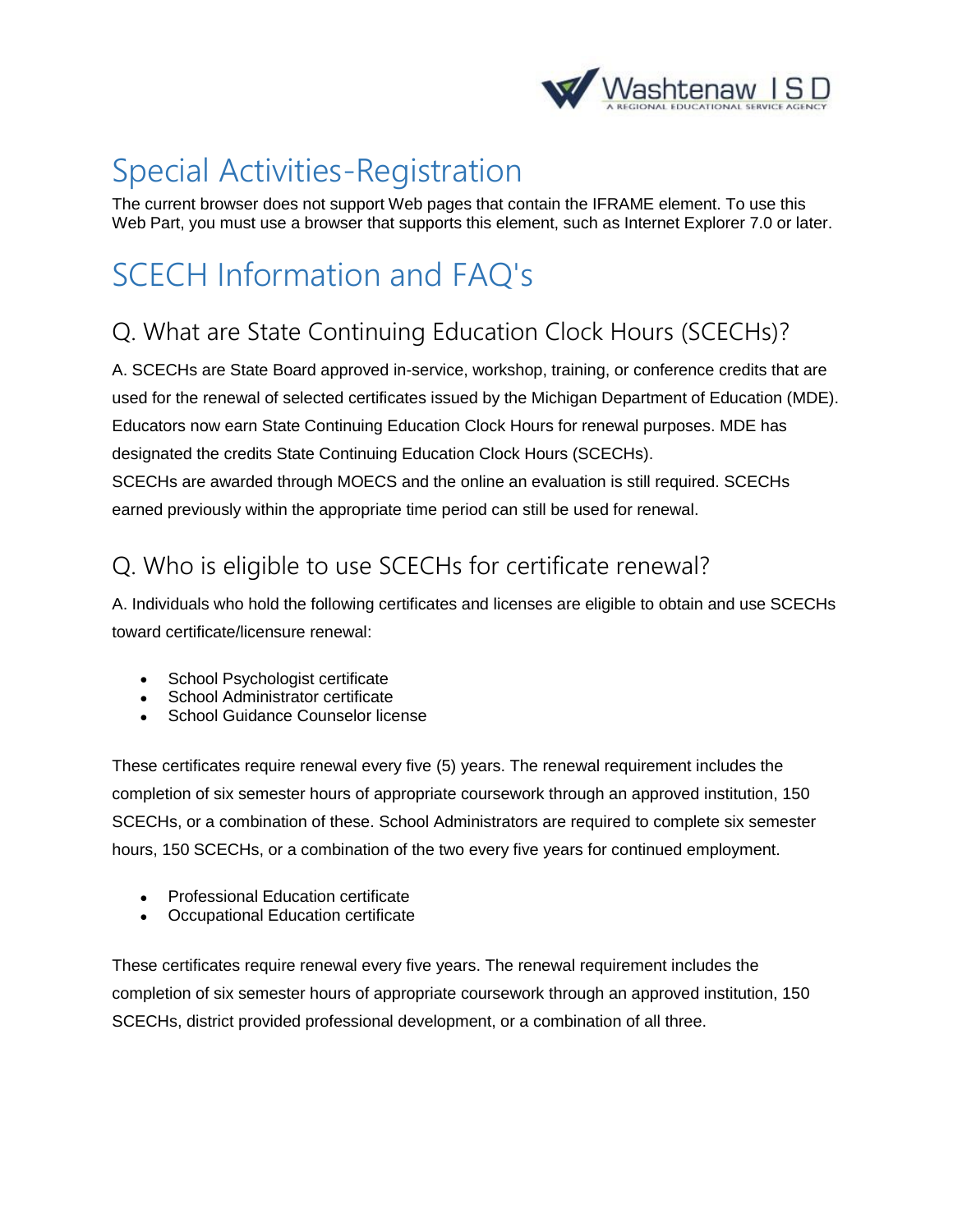# Special Activities-Registration

The current browser does not support Web pages that contain the IFRAME element. To use this Web Part, you must use a browser that supports this element, such as Internet Explorer 7.0 or later.

# SCECH Information and FAQ's

## Q. What are State Continuing Education Clock Hours (SCECHs)?

A. SCECHs are State Board approved in-service, workshop, training, or conference credits that are used for the renewal of selected certificates issued by the Michigan Department of Education (MDE). Educators now earn State Continuing Education Clock Hours for renewal purposes. MDE has designated the credits State Continuing Education Clock Hours (SCECHs).
SCECHs are awarded through MOECS and the online an evaluation is still required. SCECHs earned previously within the appropriate time period can still be used for renewal.

## Q. Who is eligible to use SCECHs for certificate renewal?

A. Individuals who hold the following certificates and licenses are eligible to obtain and use SCECHs toward certificate/licensure renewal:

- School Psychologist certificate
- School Administrator certificate
- School Guidance Counselor license

These certificates require renewal every five (5) years. The renewal requirement includes the completion of six semester hours of appropriate coursework through an approved institution, 150 SCECHs, or a combination of these. School Administrators are required to complete six semester hours, 150 SCECHs, or a combination of the two every five years for continued employment.

- Professional Education certificate
- Occupational Education certificate

These certificates require renewal every five years. The renewal requirement includes the completion of six semester hours of appropriate coursework through an approved institution, 150 SCECHs, district provided professional development, or a combination of all three.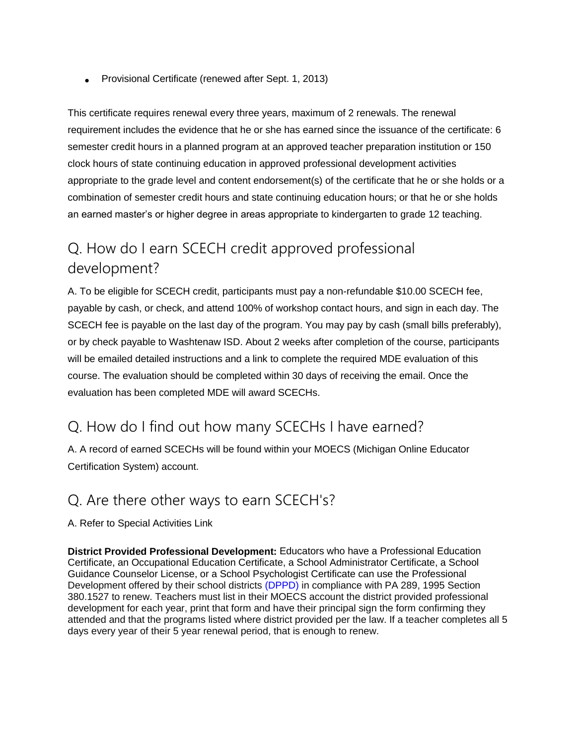- Provisional Certificate (renewed after Sept. 1, 2013)

This certificate requires renewal every three years, maximum of 2 renewals. The renewal requirement includes the evidence that he or she has earned since the issuance of the certificate: 6 semester credit hours in a planned program at an approved teacher preparation institution or 150 clock hours of state continuing education in approved professional development activities appropriate to the grade level and content endorsement(s) of the certificate that he or she holds or a combination of semester credit hours and state continuing education hours; or that he or she holds an earned master's or higher degree in areas appropriate to kindergarten to grade 12 teaching.

## Q. How do I earn SCECH credit approved professional development?

A. To be eligible for SCECH credit, participants must pay a non-refundable $10.00 SCECH fee, payable by cash, or check, and attend 100% of workshop contact hours, and sign in each day. The SCECH fee is payable on the last day of the program. You may pay by cash (small bills preferably), or by check payable to Washtenaw ISD. About 2 weeks after completion of the course, participants will be emailed detailed instructions and a link to complete the required MDE evaluation of this course. The evaluation should be completed within 30 days of receiving the email. Once the evaluation has been completed MDE will award SCECHs.

## Q. How do I find out how many SCECHs I have earned?

A. A record of earned SCECHs will be found within your MOECS (Michigan Online Educator Certification System) account.

## Q. Are there other ways to earn SCECH's?

A. Refer to Special Activities Link

**District Provided Professional Development:** Educators who have a Professional Education Certificate, an Occupational Education Certificate, a School Administrator Certificate, a School Guidance Counselor License, or a School Psychologist Certificate can use the Professional Development offered by their school districts (DPPD) in compliance with PA 289, 1995 Section 380.1527 to renew. Teachers must list in their MOECS account the district provided professional development for each year, print that form and have their principal sign the form confirming they attended and that the programs listed where district provided per the law. If a teacher completes all 5 days every year of their 5 year renewal period, that is enough to renew.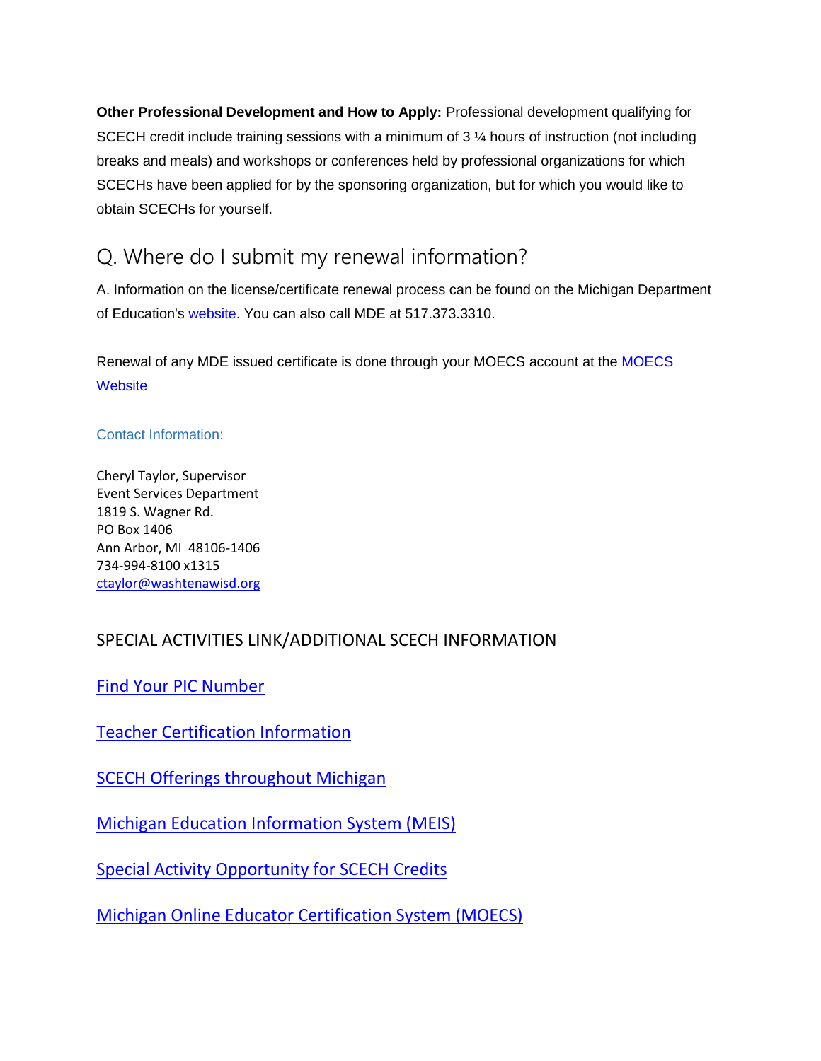**Other Professional Development and How to Apply:** Professional development qualifying for SCECH credit include training sessions with a minimum of 3 ¼ hours of instruction (not including breaks and meals) and workshops or conferences held by professional organizations for which SCECHs have been applied for by the sponsoring organization, but for which you would like to obtain SCECHs for yourself.

## Q. Where do I submit my renewal information?

A. Information on the license/certificate renewal process can be found on the Michigan Department of Education's website. You can also call MDE at 517.373.3310.

Renewal of any MDE issued certificate is done through your MOECS account at the MOECS Website

Contact Information:

Cheryl Taylor, Supervisor
Event Services Department
1819 S. Wagner Rd.
PO Box 1406
Ann Arbor, MI 48106-1406
734-994-8100 x1315
ctaylor@washtenawisd.org

## SPECIAL ACTIVITIES LINK/ADDITIONAL SCECH INFORMATION

Find Your PIC Number

Teacher Certification Information

SCECH Offerings throughout Michigan

Michigan Education Information System (MEIS)

Special Activity Opportunity for SCECH Credits

Michigan Online Educator Certification System (MOECS)